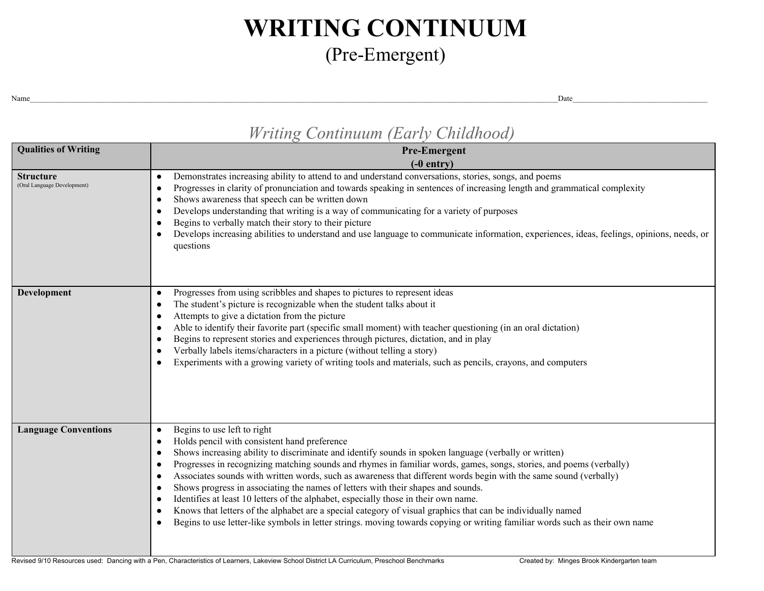# WRITING CONTINUUM

## (Pre-Emergent)

Name______________________________________________________________________________Date__________________________

### *Writing Continuum (Early Childhood)*

| Qualities of Writing | Pre-Emergent (-0 entry) |
|---|---|
| **Structure** (Oral Language Development) | ● Demonstrates increasing ability to attend to and understand conversations, stories, songs, and poems<br>● Progresses in clarity of pronunciation and towards speaking in sentences of increasing length and grammatical complexity<br>● Shows awareness that speech can be written down<br>● Develops understanding that writing is a way of communicating for a variety of purposes<br>● Begins to verbally match their story to their picture<br>● Develops increasing abilities to understand and use language to communicate information, experiences, ideas, feelings, opinions, needs, or questions |
| **Development** | ● Progresses from using scribbles and shapes to pictures to represent ideas<br>● The student's picture is recognizable when the student talks about it<br>● Attempts to give a dictation from the picture<br>● Able to identify their favorite part (specific small moment) with teacher questioning (in an oral dictation)<br>● Begins to represent stories and experiences through pictures, dictation, and in play<br>● Verbally labels items/characters in a picture (without telling a story)<br>● Experiments with a growing variety of writing tools and materials, such as pencils, crayons, and computers |
| **Language Conventions** | ● Begins to use left to right<br>● Holds pencil with consistent hand preference<br>● Shows increasing ability to discriminate and identify sounds in spoken language (verbally or written)<br>● Progresses in recognizing matching sounds and rhymes in familiar words, games, songs, stories, and poems (verbally)<br>● Associates sounds with written words, such as awareness that different words begin with the same sound (verbally)<br>● Shows progress in associating the names of letters with their shapes and sounds.<br>● Identifies at least 10 letters of the alphabet, especially those in their own name.<br>● Knows that letters of the alphabet are a special category of visual graphics that can be individually named<br>● Begins to use letter-like symbols in letter strings. moving towards copying or writing familiar words such as their own name |

Revised 9/10 Resources used: Dancing with a Pen, Characteristics of Learners, Lakeview School District LA Curriculum, Preschool Benchmarks Created by: Minges Brook Kindergarten team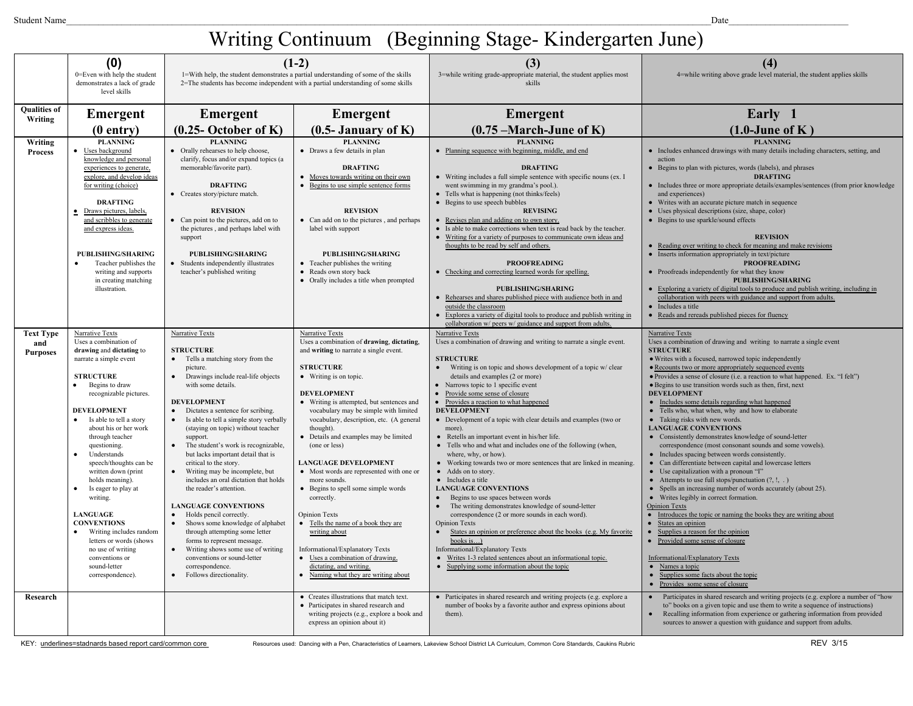Student Name________________________________________________ Date________________________

# Writing Continuum (Beginning Stage- Kindergarten June)

| | (0) 0=Even with help the student demonstrates a lack of grade level skills | (1-2) 1=With help, the student demonstrates a partial understanding of some of the skills 2=The students has become independent with a partial understanding of some skills | | (3) 3=while writing grade-appropriate material, the student applies most skills | (4) 4=while writing above grade level material, the student applies skills |
|---|---|---|---|---|---|
| **Qualities of Writing** | **Emergent (0 entry)** | **Emergent (0.25- October of K)** | **Emergent (0.5- January of K)** | **Emergent (0.75 –March-June of K)** | **Early 1 (1.0-June of K )** |
| **Writing Process** | **PLANNING**<br>• Uses background knowledge and personal experiences to generate, explore, and develop ideas for writing (choice)<br><br>**DRAFTING**<br>• Draws pictures, labels, and scribbles to generate and express ideas.<br><br>**PUBLISHING/SHARING**<br>• Teacher publishes the writing and supports in creating matching illustration. | **PLANNING**<br>• Orally rehearses to help choose, clarify, focus and/or expand topics (a memorable/favorite part).<br><br>**DRAFTING**<br>• Creates story/picture match.<br><br>**REVISION**<br>• Can point to the pictures, add on to the pictures , and perhaps label with support<br><br>**PUBLISHING/SHARING**<br>• Students independently illustrates teacher's published writing | **PLANNING**<br>• Draws a few details in plan<br><br>**DRAFTING**<br>• Moves towards writing on their own<br>• Begins to use simple sentence forms<br><br>**REVISION**<br>• Can add on to the pictures , and perhaps label with support<br><br>**PUBLISHING/SHARING**<br>• Teacher publishes the writing<br>• Reads own story back<br>• Orally includes a title when prompted | **PLANNING**<br>• Planning sequence with beginning, middle, and end<br><br>**DRAFTING**<br>• Writing includes a full simple sentence with specific nouns (ex. I went swimming in my grandma's pool.).<br>• Tells what is happening (not thinks/feels)<br>• Begins to use speech bubbles<br><br>**REVISING**<br>• Revises plan and adding on to own story.<br>• Is able to make corrections when text is read back by the teacher.<br>• Writing for a variety of purposes to communicate own ideas and thoughts to be read by self and others.<br><br>**PROOFREADING**<br>• Checking and correcting learned words for spelling.<br><br>**PUBLISHING/SHARING**<br>• Rehearses and shares published piece with audience both in and outside the classroom<br>• Explores a variety of digital tools to produce and publish writing in collaboration w/ peers w/ guidance and support from adults. | **PLANNING**<br>• Includes enhanced drawings with many details including characters, setting, and action<br>• Begins to plan with pictures, words (labels), and phrases<br><br>**DRAFTING**<br>• Includes three or more appropriate details/examples/sentences (from prior knowledge and experiences)<br>• Writes with an accurate picture match in sequence<br>• Uses physical descriptions (size, shape, color)<br>• Begins to use sparkle/sound effects<br><br>**REVISION**<br>• Reading over writing to check for meaning and make revisions<br>• Inserts information appropriately in text/picture<br><br>**PROOFREADING**<br>• Proofreads independently for what they know<br><br>**PUBLISHING/SHARING**<br>• Exploring a variety of digital tools to produce and publish writing, including in collaboration with peers with guidance and support from adults.<br>• Includes a title<br>• Reads and rereads published pieces for fluency |
| **Text Type and Purposes** | Narrative Texts<br>Uses a combination of **drawing** and **dictating** to narrate a simple event<br><br>**STRUCTURE**<br>• Begins to draw recognizable pictures.<br><br>**DEVELOPMENT**<br>• Is able to tell a story about his or her work through teacher questioning.<br>• Understands speech/thoughts can be written down (print holds meaning).<br>• Is eager to play at writing.<br><br>**LANGUAGE CONVENTIONS**<br>• Writing includes random letters or words (shows no use of writing conventions or sound-letter correspondence). | Narrative Texts<br><br>**STRUCTURE**<br>• Tells a matching story from the picture.<br>• Drawings include real-life objects with some details.<br><br>**DEVELOPMENT**<br>• Dictates a sentence for scribing.<br>• Is able to tell a simple story verbally (staying on topic) without teacher support.<br>• The student's work is recognizable, but lacks important detail that is critical to the story.<br>• Writing may be incomplete, but includes an oral dictation that holds the reader's attention.<br><br>**LANGUAGE CONVENTIONS**<br>• Holds pencil correctly.<br>• Shows some knowledge of alphabet through attempting some letter forms to represent message.<br>• Writing shows some use of writing conventions or sound-letter correspondence.<br>• Follows directionality. | Narrative Texts<br>Uses a combination of **drawing**, **dictating**, and **writing** to narrate a single event.<br><br>**STRUCTURE**<br>• Writing is on topic.<br><br>**DEVELOPMENT**<br>• Writing is attempted, but sentences and vocabulary may be simple with limited vocabulary, description, etc. (A general thought).<br>• Details and examples may be limited (one or less)<br><br>**LANGUAGE DEVELOPMENT**<br>• Most words are represented with one or more sounds.<br>• Begins to spell some simple words correctly.<br><br>Opinion Texts<br>• Tells the name of a book they are writing about<br><br>Informational/Explanatory Texts<br>• Uses a combination of drawing, dictating, and writing.<br>• Naming what they are writing about | Narrative Texts<br>Uses a combination of drawing and writing to narrate a single event.<br><br>**STRUCTURE**<br>• Writing is on topic and shows development of a topic w/ clear details and examples (2 or more)<br>• Narrows topic to 1 specific event<br>• Provide some sense of closure<br>• Provides a reaction to what happened<br><br>**DEVELOPMENT**<br>• Development of a topic with clear details and examples (two or more).<br>• Retells an important event in his/her life.<br>• Tells who and what and includes one of the following (when, where, why, or how).<br>• Working towards two or more sentences that are linked in meaning.<br>• Adds on to story.<br>• Includes a title<br><br>**LANGUAGE CONVENTIONS**<br>• Begins to use spaces between words<br>• The writing demonstrates knowledge of sound-letter correspondence (2 or more sounds in each word).<br><br>Opinion Texts<br>• States an opinion or preference about the books (e.g. My favorite books is…)<br><br>Informational/Explanatory Texts<br>• Writes 1-3 related sentences about an informational topic.<br>• Supplying some information about the topic | Narrative Texts<br>Uses a combination of drawing and writing to narrate a single event<br><br>**STRUCTURE**<br>• Writes with a focused, narrowed topic independently<br>• Recounts two or more appropriately sequenced events<br>• Provides a sense of closure (i.e. a reaction to what happened. Ex. "I felt")<br>• Begins to use transition words such as then, first, next<br><br>**DEVELOPMENT**<br>• Includes some details regarding what happened<br>• Tells who, what when, why and how to elaborate<br>• Taking risks with new words.<br><br>**LANGUAGE CONVENTIONS**<br>• Consistently demonstrates knowledge of sound-letter correspondence (most consonant sounds and some vowels).<br>• Includes spacing between words consistently.<br>• Can differentiate between capital and lowercase letters<br>• Use capitalization with a pronoun "I"<br>• Attempts to use full stops/punctuation (?, !, . )<br>• Spells an increasing number of words accurately (about 25).<br>• Writes legibly in correct formation.<br><br>Opinion Texts<br>• Introduces the topic or naming the books they are writing about<br>• States an opinion<br>• Supplies a reason for the opinion<br>• Provided some sense of closure<br><br>Informational/Explanatory Texts<br>• Names a topic<br>• Supplies some facts about the topic<br>• Provides some sense of closure |
| **Research** | | | • Creates illustrations that match text.<br>• Participates in shared research and writing projects (e.g., explore a book and express an opinion about it) | • Participates in shared research and writing projects (e.g. explore a number of books by a favorite author and express opinions about them). | • Participates in shared research and writing projects (e.g. explore a number of "how to" books on a given topic and use them to write a sequence of instructions)<br>• Recalling information from experience or gathering information from provided sources to answer a question with guidance and support from adults. |

KEY: underlines=stadnards based report card/common core

Resources used: Dancing with a Pen, Characteristics of Learners, Lakeview School District LA Curriculum, Common Core Standards, Caukins Rubric

REV 3/15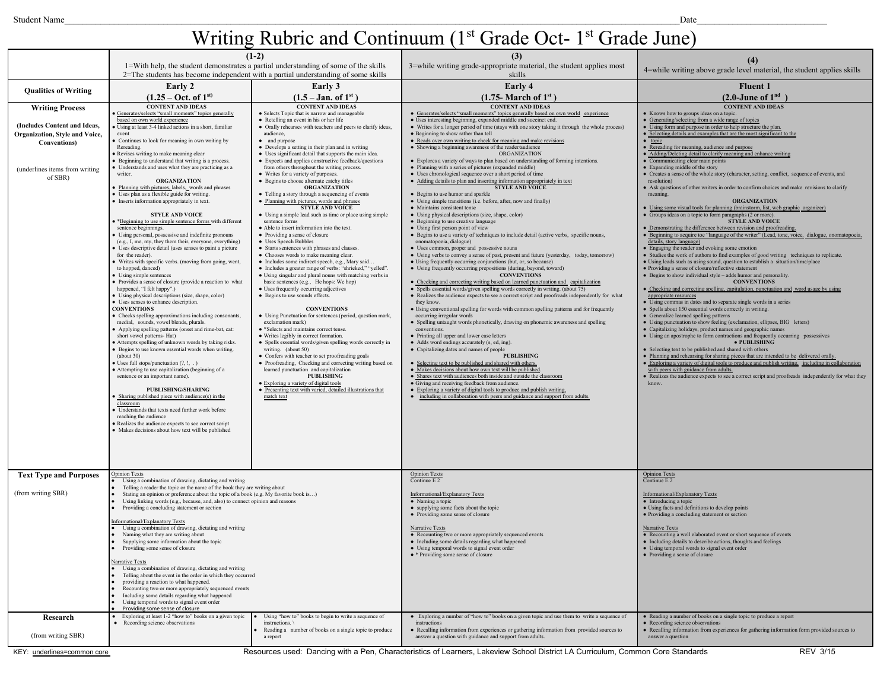Student Name________________________________ Date____________________

# Writing Rubric and Continuum (1st Grade Oct- 1st Grade June)

| | (1-2)<br>1=With help, the student demonstrates a partial understanding of some of the skills<br>2=The students has become independent with a partial understanding of some skills | | (3)<br>3=while writing grade-appropriate material, the student applies most skills | (4)<br>4=while writing above grade level material, the student applies skills |
|---|---|---|---|---|
| **Qualities of Writing** | **Early 2**<br>**(1.25 – Oct. of 1st)** | **Early 3**<br>**(1.5 – Jan. of 1st )** | **Early 4**<br>**(1.75- March of 1st )** | **Fluent 1**<br>**(2.0-June of 1nd )** |
| **Writing Process**<br><br>**(Includes Content and Ideas, Organization, Style and Voice, Conventions)**<br><br>(underlines items from writing of SBR) | **CONTENT AND IDEAS**<br>• Generates/selects "small moments" topics generally based on own world experience<br>• Using at least 3-4 linked actions in a short, familiar event<br>• Continues to look for meaning in own writing by Rereading.<br>• Revises writing to make meaning clear<br>• Beginning to understand that writing is a process.<br>• Understands and uses what they are practicing as a writer.<br>**ORGANIZATION**<br>• Planning with pictures, labels, words and phrases<br>• Uses plan as a flexible guide for writing.<br>• Inserts information appropriately in text.<br>**STYLE AND VOICE**<br>• *Beginning to use simple sentence forms with different sentence beginnings.<br>• Using personal, possessive and indefinite pronouns (e.g., I, me, my, they them their, everyone, everything)<br>• Uses descriptive detail (uses senses to paint a picture for the reader).<br>• Writes with specific verbs. (moving from going, went, to hopped, danced)<br>• Using simple sentences<br>• Provides a sense of closure (provide a reaction to what happened, "I felt happy".)<br>• Using physical descriptions (size, shape, color)<br>• Uses senses to enhance description.<br>**CONVENTIONS**<br>• Checks spelling approximations including consonants, medial, sounds, vowel blends, plurals.<br>• Applying spelling patterns (onset and rime-bat, cat: short vowel patterns- Hat)<br>• Attempts spelling of unknown words by taking risks.<br>• Begins to use known essential words when writing. (about 30)<br>• Uses full stops/punctuation (?, !, . )<br>• Attempting to use capitalization (beginning of a sentence or an important name).<br>**PUBLISHING/SHARING**<br>• Sharing published piece with audience(s) in the classroom<br>• Understands that texts need further work before reaching the audience<br>• Realizes the audience expects to see correct script<br>• Makes decisions about how text will be published | **CONTENT AND IDEAS**<br>• Selects Topic that is narrow and manageable<br>• Retelling an event in his or her life<br>• Orally rehearses with teachers and peers to clarify ideas, audience,<br>• and purpose<br>• Develops a setting in their plan and in writing<br>• Uses significant detail that supports the main idea.<br>• Expects and applies constructive feedback/questions from others throughout the writing process.<br>• Writes for a variety of purposes.<br>• Begins to choose alternate catchy titles<br>**ORGANIZATION**<br>• Telling a story through a sequencing of events<br>• Planning with pictures, words and phrases<br>**STYLE AND VOICE**<br>• Using a simple lead such as time or place using simple sentence forms<br>• Able to insert information into the text.<br>• Providing a sense of closure<br>• Uses Speech Bubbles<br>• Starts sentences with phrases and clauses.<br>• Chooses words to make meaning clear.<br>• Includes some indirect speech, e.g., Mary said…<br>• Includes a greater range of verbs: "shrieked," "yelled".<br>• Using singular and plural nouns with matching verbs in basic sentences (e.g., He hops: We hop)<br>• Uses frequently occurring adjectives<br>• Begins to use sounds effects.<br>**CONVENTIONS**<br>• Using Punctuation for sentences (period, question mark, exclamation mark)<br>• *Selects and maintains correct tense.<br>• Writes legibly in correct format.<br>• Spells essential words/given spelling words correctly in writing. (about 50)<br>• Confers with teacher to set proofreading goals<br>• Proofreading, Checking and correcting writing based on learned punctuation and capitalization<br>**PUBLISHING**<br>• Exploring a variety of digital tools<br>• Presenting text with varied, detailed illustrations that match text | **CONTENT AND IDEAS**<br>• Generates/selects "small moments" topics generally based on own world experience<br>• Uses interesting beginning, expanded middle and succinct end.<br>• Writes for a longer period of time (stays with one story taking it through the whole process)<br>• Beginning to show rather than tell<br>• Reads over own writing to check for meaning and make revisions<br>• Showing a beginning awareness of the reader/audience<br>ORGANIZATION<br>• Explores a variety of ways to plan based on understanding of forming intentions.<br>• Planning with a series of pictures (expanded middle)<br>• Uses chronological sequence over a short period of time<br>• Adding details to plan and inserting information appropriately in text<br>**STYLE AND VOICE**<br>• Begins to use humor and sparkle<br>• Using simple transitions (i.e. before, after, now and finally)<br>• Maintains consistent tense<br>• Using physical descriptions (size, shape, color)<br>• Beginning to use creative language<br>• Using first person point of view<br>• Begins to use a variety of techniques to include detail (active verbs, specific nouns, onomatopoeia, dialogue)<br>• Uses common, proper and possessive nouns<br>• Using verbs to convey a sense of past, present and future (yesterday, today, tomorrow)<br>• Using frequently occurring conjunctions (but, or, so because)<br>• Using frequently occurring prepositions (during, beyond, toward)<br>**CONVENTIONS**<br>• Checking and correcting writing based on learned punctuation and capitalization<br>• Spells essential words/given spelling words correctly in writing. (about 75)<br>• Realizes the audience expects to see a correct script and proofreads independently for what they know.<br>• Using conventional spelling for words with common spelling patterns and for frequently occurring irregular words<br>• Spelling untaught words phonetically, drawing on phonemic awareness and spelling conventions.<br>• Printing all upper and lower case letters<br>• Adds word endings accurately (s, ed, ing).<br>• Capitalizing dates and names of people<br>**PUBLISHING**<br>• Selecting text to be published and shared with others.<br>• Makes decisions about how own text will be published.<br>• Shares text with audiences both inside and outside the classroom<br>• Giving and receiving feedback from audience.<br>• Exploring a variety of digital tools to produce and publish writing,<br>• including in collaboration with peers and guidance and support from adults. | **CONTENT AND IDEAS**<br>• Knows how to groups ideas on a topic.<br>• Generating/selecting from a wide range of topics<br>• Using form and purpose in order to help structure the plan.<br>• Selecting details and examples that are the most significant to the<br>• topic<br>• Rereading for meaning, audience and purpose<br>• Adding/Deleting detail to clarify meaning and enhance writing<br>• Communicating clear main points<br>• Expanding middle of the story<br>• Creates a sense of the whole story (character, setting, conflict, sequence of events, and resolution)<br>• Ask questions of other writers in order to confirm choices and make revisions to clarify meaning.<br>**ORGANIZATION**<br>• Using some visual tools for planning (brainstorm, list, web graphic organizer)<br>• Groups ideas on a topic to form paragraphs (2 or more).<br>**STYLE AND VOICE**<br>• Demonstrating the difference between revision and proofreading.<br>• Beginning to acquire toe "language of the writer" (Lead, tone, voice, dialogue, onomatopoeia, details, story language)<br>• Engaging the reader and evoking some emotion<br>• Studies the work of authors to find examples of good writing techniques to replicate.<br>• Using leads such as using sound, question to establish a situation/time/place<br>• Providing a sense of closure/reflective statement<br>• Begins to show individual style – adds humor and personality.<br>**CONVENTIONS**<br>• Checking and correcting spelling, capitulation, punctuation and word usage by using appropriate resources<br>• Using commas in dates and to separate single words in a series<br>• Spells about 150 essential words correctly in writing.<br>• Generalize learned spelling patterns<br>• Using punctuation to show feeling (exclamation, ellipses, BIG letters)<br>• Capitalizing holidays, product names and geographic names<br>• Using an apostrophe to form contractions and frequently occurring possessives<br>**• PUBLISHING**<br>• Selecting text to be published and shared with others<br>• Planning and rehearsing for sharing pieces that are intended to be delivered orally.<br>• Exploring a variety of digital tools to produce and publish writing, including in collaboration with peers with guidance from adults.<br>• Realizes the audience expects to see a correct script and proofreads independently for what they know. |
| **Text Type and Purposes**<br><br>(from writing SBR) | Opinion Texts<br>• Using a combination of drawing, dictating and writing<br>• Telling a reader the topic or the name of the book they are writing about<br>• Stating an opinion or preference about the topic of a book (e.g. My favorite book is…)<br>• Using linking words (e.g., because, and, also) to connect opinion and reasons<br>• Providing a concluding statement or section<br><br>Informational/Explanatory Texts<br>• Using a combination of drawing, dictating and writing<br>• Naming what they are writing about<br>• Supplying some information about the topic<br>• Providing some sense of closure<br><br>Narrative Texts<br>• Using a combination of drawing, dictating and writing<br>• Telling about the event in the order in which they occurred<br>• providing a reaction to what happened.<br>• Recounting two or more appropriately sequenced events<br>• Including some details regarding what happened<br>• Using temporal words to signal event order<br>• Providing some sense of closure | | Opinion Texts<br>Continue E 2<br><br>Informational/Explanatory Texts<br>• Naming a topic<br>• supplying some facts about the topic<br>• Providing some sense of closure<br><br>Narrative Texts<br>• Recounting two or more appropriately sequenced events<br>• Including some details regarding what happened<br>• Using temporal words to signal event order<br>• * Providing some sense of closure | Opinion Texts<br>Continue E 2<br><br>Informational/Explanatory Texts<br>• Introducing a topic<br>• Using facts and definitions to develop points<br>• Providing a concluding statement or section<br><br>Narrative Texts<br>• Recounting a well elaborated event or short sequence of events<br>• Including details to describe actions, thoughts and feelings<br>• Using temporal words to signal event order<br>• Providing a sense of closure |
| **Research**<br><br>(from writing SBR) | • Exploring at least 1-2 "how to" books on a given topic<br>• Recording science observations | • Using "how to" books to begin to write a sequence of instructions. \<br>• Reading a number of books on a single topic to produce a report | • Exploring a number of "how to" books on a given topic and use them to write a sequence of instructions<br>• Recalling information from experiences or gathering information from provided sources to answer a question with guidance and support from adults. | • Reading a number of books on a single topic to produce a report<br>• Recording science observations<br>• Recalling information from experiences for gathering information form provided sources to answer a question |

KEY: underlines=common core

Resources used: Dancing with a Pen, Characteristics of Learners, Lakeview School District LA Curriculum, Common Core Standards

REV 3/15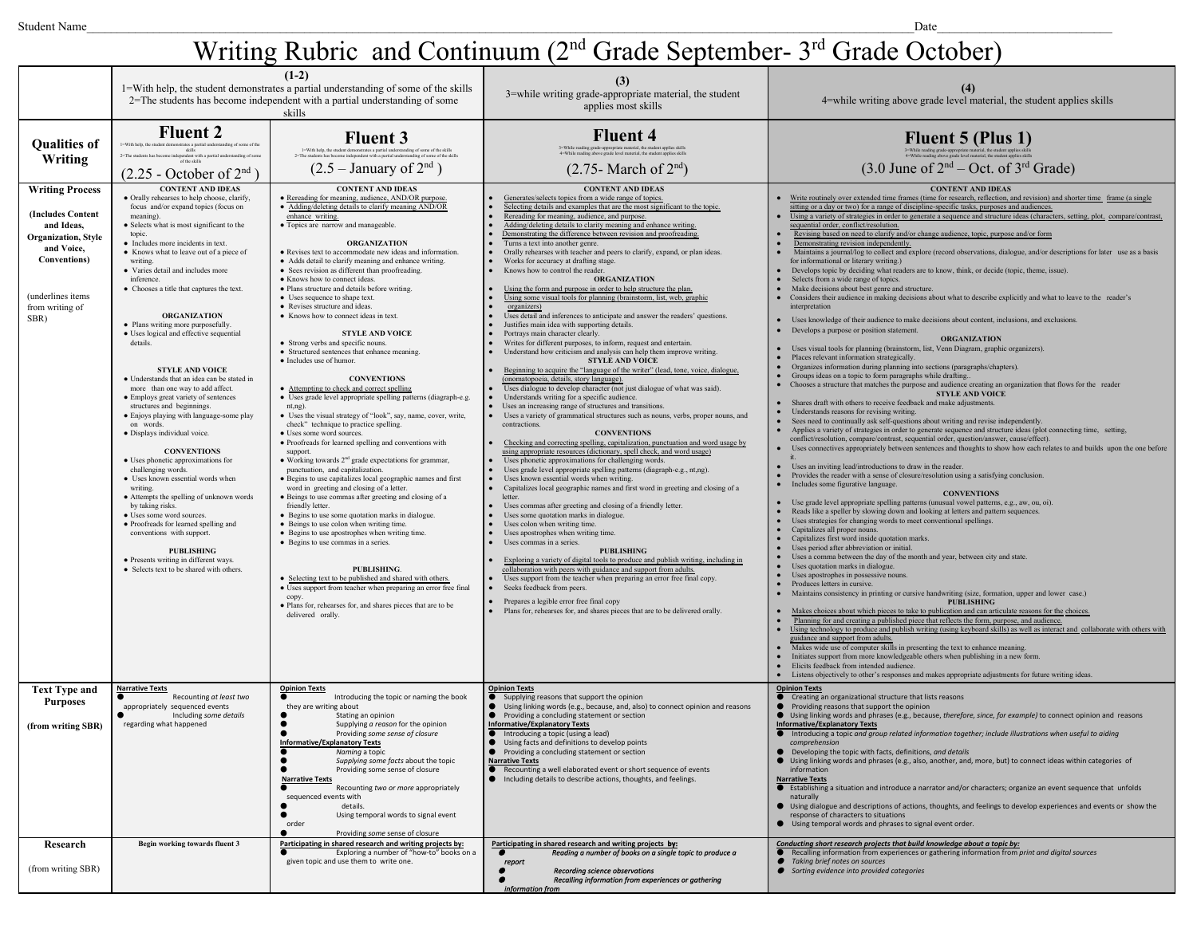Student Name________________________________ Date________________

# Writing Rubric and Continuum (2nd Grade September- 3rd Grade October)

| | (1-2) 1=With help, the student demonstrates a partial understanding of some of the skills 2=The students has become independent with a partial understanding of some skills | | (3) 3=while writing grade-appropriate material, the student applies most skills | (4) 4=while writing above grade level material, the student applies skills |
|---|---|---|---|---|
| **Qualities of Writing** | **Fluent 2** 1=With help, the student demonstrates a partial understanding of some of the skills 2=The students has become independent with a partial understanding of some of the skills (2.25 - October of 2nd ) | **Fluent 3** 1=With help, the student demonstrates a partial understanding of some of the skills 2=The students has become independent with a partial understanding of some of the skills (2.5 – January of 2nd ) | **Fluent 4** 3=While reading grade-appropriate material, the student applies skills 4=While reading above grade level material, the student applies skills (2.75- March of 2nd) | **Fluent 5 (Plus 1)** 3=While reading grade-appropriate material, the student applies skills 4=While reading above grade level material, the student applies skills (3.0 June of 2nd – Oct. of 3rd Grade) |
| **Writing Process** (Includes Content and Ideas, Organization, Style and Voice, Conventions) (underlines items from writing of SBR) | **CONTENT AND IDEAS** • Orally rehearses to help choose, clarify, focus and/or expand topics (focus on meaning). • Selects what is most significant to the topic. • Includes more incidents in text. • Knows what to leave out of a piece of writing. • Varies detail and includes more inference. • Chooses a title that captures the text. **ORGANIZATION** • Plans writing more purposefully. • Uses logical and effective sequential details. **STYLE AND VOICE** • Understands that an idea can be stated in more than one way to add affect. • Employs great variety of sentences structures and beginnings. • Enjoys playing with language-some play on words. • Displays individual voice. **CONVENTIONS** • Uses phonetic approximations for challenging words. • Uses known essential words when writing. • Attempts the spelling of unknown words by taking risks. • Uses some word sources. • Proofreads for learned spelling and conventions with support. **PUBLISHING** • Presents writing in different ways. • Selects text to be shared with others. | **CONTENT AND IDEAS** • Rereading for meaning, audience, AND/OR purpose. • Adding/deleting details to clarify meaning AND/OR enhance writing. • Topics are narrow and manageable. **ORGANIZATION** • Revises text to accommodate new ideas and information. • Adds detail to clarify meaning and enhance writing. • Sees revision as different than proofreading. • Knows how to connect ideas. • Plans structure and details before writing. • Uses sequence to shape text. • Revises structure and ideas. • Knows how to connect ideas in text. **STYLE AND VOICE** • Strong verbs and specific nouns. • Structured sentences that enhance meaning. • Includes use of humor. **CONVENTIONS** • Attempting to check and correct spelling • Uses grade level appropriate spelling patterns (diagraph-e.g. nt,ng). • Uses the visual strategy of "look", say, name, cover, write, check" technique to practice spelling. • Uses some word sources. • Proofreads for learned spelling and conventions with support. • Working towards 2nd grade expectations for grammar, punctuation, and capitalization. • Begins to use capitalize local geographic names and first word in greeting and closing of a letter. • Beings to use commas after greeting and closing of a friendly letter. • Begins to use some quotation marks in dialogue. • Beings to use colon when writing time. • Begins to use apostrophes when writing time. • Begins to use commas in a series. **PUBLISHING** • Selecting text to be published and shared with others. • Uses support from teacher when preparing an error free final copy. • Plans for, rehearses for, and shares pieces that are to be delivered orally. | **CONTENT AND IDEAS** • Generates/selects topics from a wide range of topics. • Selecting details and examples that are the most significant to the topic. • Rereading for meaning, audience, and purpose. • Adding/deleting details to clarify meaning and enhance writing. • Demonstrating the difference between revision and proofreading. • Turns a text into another genre. • Orally rehearses with teacher and peers to clarify, expand, or plan ideas. • Works for accuracy at drafting stage. • Knows how to control the reader. **ORGANIZATION** • Using the form and purpose in order to help structure the plan. • Using some visual tools for planning (brainstorm, list, web, graphic organizers) • Uses detail and inferences to anticipate and answer the readers' questions. • Justifies main idea with supporting details. • Portrays main character clearly. • Writes for different purposes, to inform, request and entertain. • Understand how criticism and analysis can help them improve writing. **STYLE AND VOICE** • Beginning to acquire the "language of the writer" (lead, tone, voice, dialogue, onomatopoeia, details, story language). • Uses dialogue to develop character (not just dialogue of what was said). • Understands writing for a specific audience. • Uses an increasing range of structures and transitions. • Uses a variety of grammatical structures such as nouns, verbs, proper nouns, and contractions. **CONVENTIONS** • Checking and correcting spelling, capitalization, punctuation and word usage by using appropriate resources (dictionary, spell check, and word usage) • Uses phonetic approximations for challenging words. • Uses grade level appropriate spelling patterns (diagraph-e.g., nt,ng). • Uses known essential words when writing. • Capitalizes local geographic names and first word in greeting and closing of a letter. • Uses commas after greeting and closing of a friendly letter. • Uses some quotation marks in dialogue. • Uses colon when writing time. • Uses apostrophes when writing time. • Uses commas in a series. **PUBLISHING** • Exploring a variety of digital tools to produce and publish writing, including in collaboration with peers with guidance and support from adults. • Uses support from the teacher when preparing an error free final copy. • Seeks feedback from peers. • Prepares a legible error free final copy • Plans for, rehearses for, and shares pieces that are to be delivered orally. | **CONTENT AND IDEAS** • Write routinely over extended time frames (time for research, reflection, and revision) and shorter time frame (a single sitting or a day or two) for a range of discipline-specific tasks, purposes and audiences. • Using a variety of strategies in order to generate a sequence and structure ideas (characters, setting, plot, compare/contrast, sequential order, conflict/resolution. • Revising based on need to clarify and/or change audience, topic, purpose and/or form • Demonstrating revision independently. • Maintains a journal/log to collect and explore (record observations, dialogue, and/or descriptions for later use as a basis for informational or literary writing.) • Develops topic by deciding what readers are to know, think, or decide (topic, theme, issue). • Selects from a wide range of topics. • Make decisions about best genre and structure. • Considers their audience in making decisions about what to describe explicitly and what to leave to the reader's interpretation • Uses knowledge of their audience to make decisions about content, inclusions, and exclusions. • Develops a purpose or position statement. **ORGANIZATION** • Uses visual tools for planning (brainstorm, list, Venn Diagram, graphic organizers). • Places relevant information strategically. • Organizes information during planning into sections (paragraphs/chapters). • Groups ideas on a topic to form paragraphs while drafting.. • Chooses a structure that matches the purpose and audience creating an organization that flows for the reader **STYLE AND VOICE** • Shares draft with others to receive feedback and make adjustments. • Understands reasons for revising writing. • Sees need to continually ask self-questions about writing and revise independently. • Applies a variety of strategies in order to generate sequence and structure ideas (plot connecting time, setting, conflict/resolution, compare/contrast, sequential order, question/answer, cause/effect). • Uses connectives appropriately between sentences and thoughts to show how each relates to and builds upon the one before it. • Uses an inviting lead/introductions to draw in the reader. • Provides the reader with a sense of closure/resolution using a satisfying conclusion. • Includes some figurative language. **CONVENTIONS** • Use grade level appropriate spelling patterns (unusual vowel patterns, e.g., aw, ou, oi). • Reads like a speller by slowing down and looking at letters and pattern sequences. • Uses strategies for changing words to meet conventional spellings. • Capitalizes all proper nouns. • Capitalizes first word inside quotation marks. • Uses period after abbreviation or initial. • Uses a comma between the day of the month and year, between city and state. • Uses quotation marks in dialogue. • Uses apostrophes in possessive nouns. • Produces letters in cursive. • Maintains consistency in printing or cursive handwriting (size, formation, upper and lower case.) **PUBLISHING** • Makes choices about which pieces to take to publication and can articulate reasons for the choices. • Planning for and creating a published piece that reflects the form, purpose, and audience. • Using technology to produce and publish writing (using keyboard skills) as well as interact and collaborate with others with guidance and support from adults. • Makes wide use of computer skills in presenting the text to enhance meaning. • Initiates support from more knowledgeable others when publishing in a new form. • Elicits feedback from intended audience. • Listens objectively to other's responses and makes appropriate adjustments for future writing ideas. |
| **Text Type and Purposes** (from writing SBR) | **Narrative Texts** ● Recounting *at least two* appropriately sequenced events ● Including *some details* regarding what happened | **Opinion Texts** ● Introducing the topic or naming the book they are writing about ● Stating an opinion ● Supplying *a reason* for the opinion ● Providing *some sense of closure* **Informative/Explanatory Texts** ● *Naming* a topic ● *Supplying some facts* about the topic ● Providing some sense of closure **Narrative Texts** ● Recounting *two or more* appropriately sequenced events with details. ● Using temporal words to signal event order ● Providing *some* sense of closure | **Opinion Texts** ● Supplying reasons that support the opinion ● Using linking words (e.g., because, and, also) to connect opinion and reasons ● Providing a concluding statement or section **Informative/Explanatory Texts** ● Introducing a topic (using a lead) ● Using facts and definitions to develop points ● Providing a concluding statement or section **Narrative Texts** ● Recounting a well elaborated event or short sequence of events ● Including details to describe actions, thoughts, and feelings. | **Opinion Texts** ● Creating an organizational structure that lists reasons ● Providing reasons that support the opinion ● Using linking words and phrases (e.g., because, *therefore, since, for example)* to connect opinion and reasons **Informative/Explanatory Texts** ● Introducing a topic *and group related information together; include illustrations when useful to aiding comprehension* ● Developing the topic with facts, definitions, *and details* ● Using linking words and phrases (e.g., also, another, and, more, but) to connect ideas within categories of information **Narrative Texts** ● Establishing a situation and introduce a narrator and/or characters; organize an event sequence that unfolds naturally ● Using dialogue and descriptions of actions, thoughts, and feelings to develop experiences and events or show the response of characters to situations ● Using temporal words and phrases to signal event order. |
| **Research** (from writing SBR) | **Begin working towards fluent 3** | **Participating in shared research and writing projects by:** ● Exploring a number of "how-to" books on a given topic and use them to write one. | **Participating in shared research and writing projects by:** ● *Reading a number of books on a single topic to produce a report* ● *Recording science observations* ● *Recalling information from experiences or gathering information from* | ***Conducting short research projects that build knowledge about a topic by:*** ● Recalling information from experiences or gathering information from *print and digital sources* ● *Taking brief notes on sources* ● *Sorting evidence into provided categories* |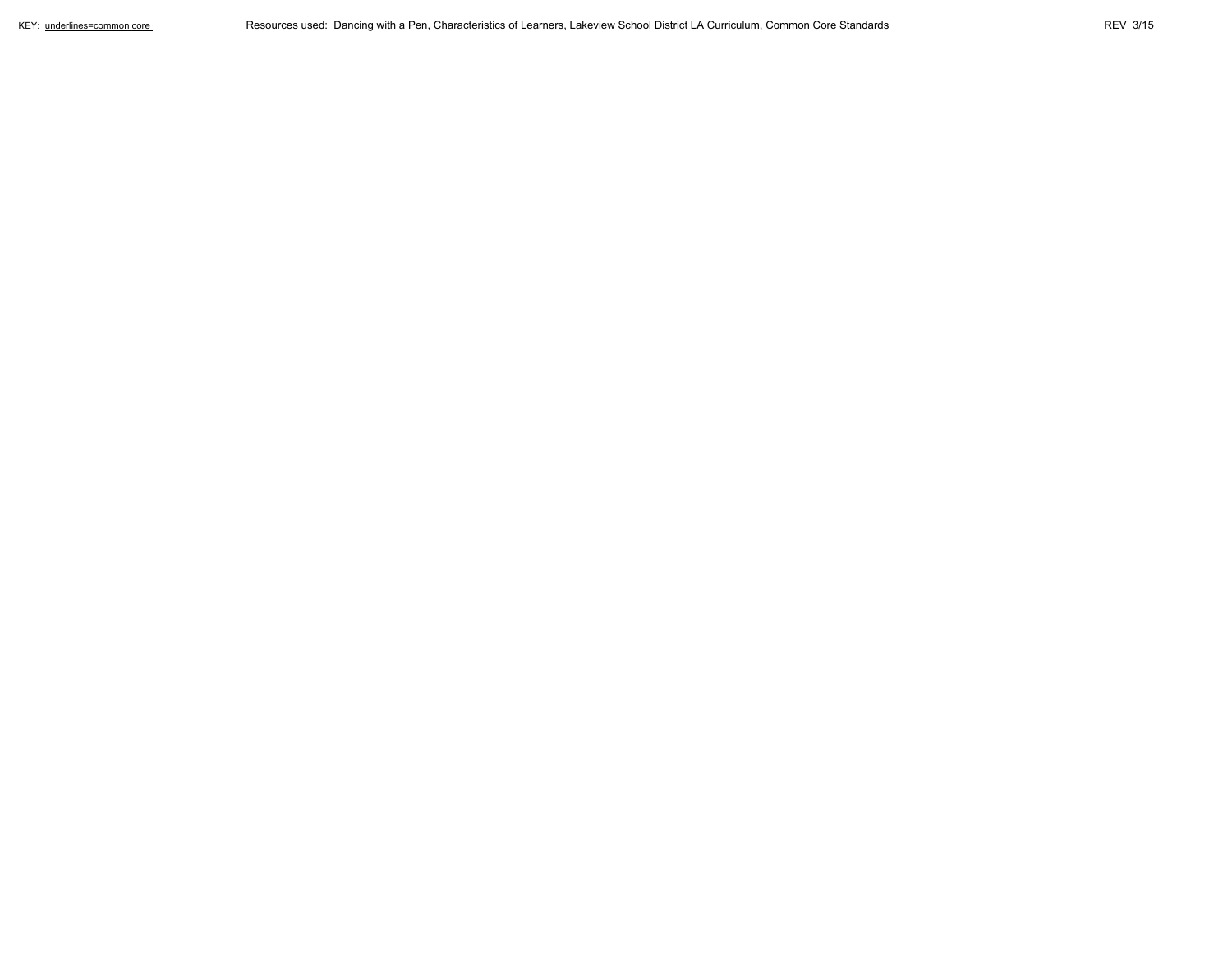KEY: underlines=common core

Resources used: Dancing with a Pen, Characteristics of Learners, Lakeview School District LA Curriculum, Common Core Standards

REV 3/15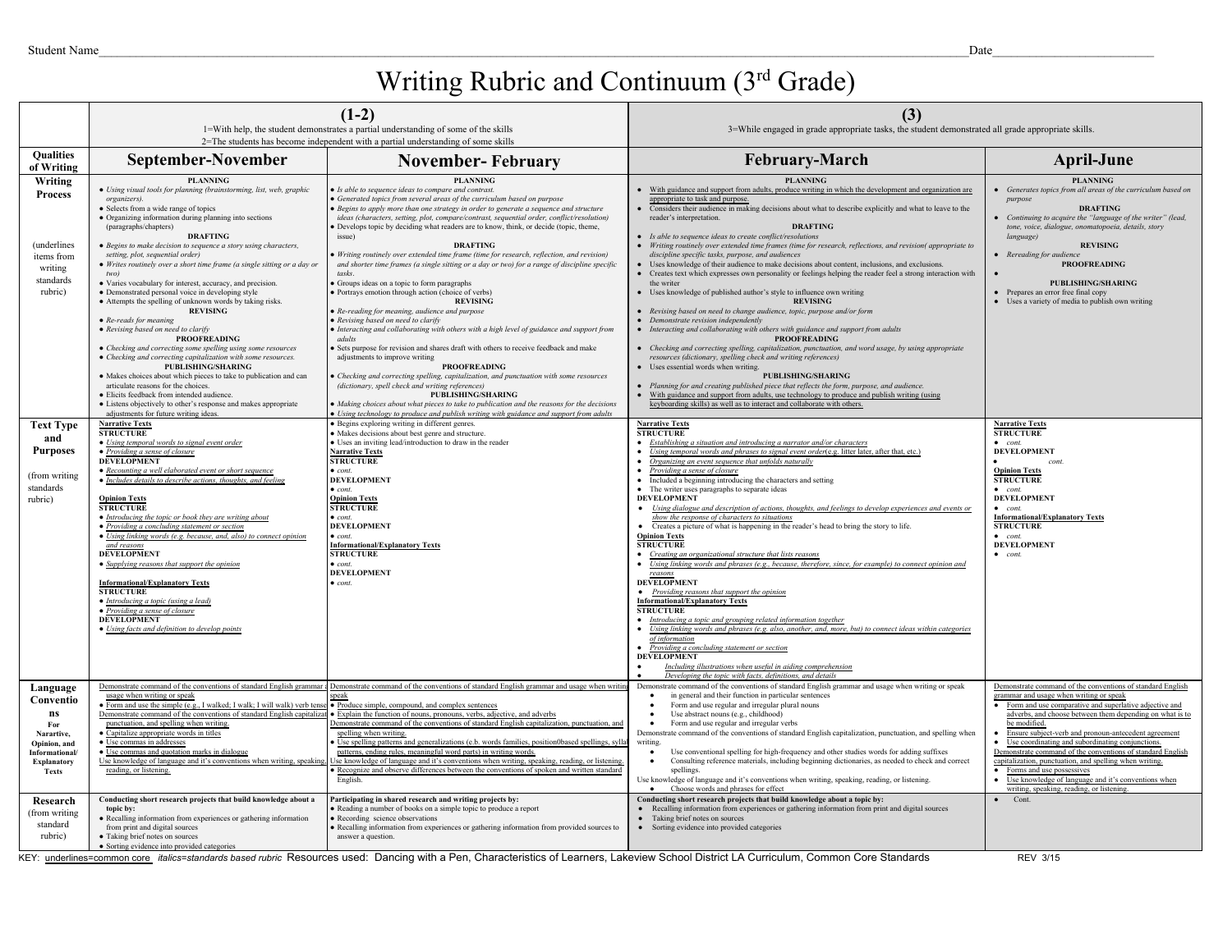Student Name_______________________________________________ Date_______________________

# Writing Rubric and Continuum (3rd Grade)

| | (1-2)<br>1=With help, the student demonstrates a partial understanding of some of the skills<br>2=The students has become independent with a partial understanding of some skills | | (3)<br>3=While engaged in grade appropriate tasks, the student demonstrated all grade appropriate skills. | |
|---|---|---|---|---|
| **Qualities of Writing** | **September-November** | **November- February** | **February-March** | **April-June** |
| **Writing Process**<br><br>(underlines items from writing standards rubric) | **PLANNING**<br>• *Using visual tools for planning (brainstorming, list, web, graphic organizers).*<br>• Selects from a wide range of topics<br>• Organizing information during planning into sections (paragraphs/chapters)<br>**DRAFTING**<br>• *Begins to make decision to sequence a story using characters, setting, plot, sequential order)*<br>• *Writes routinely over a short time frame (a single sitting or a day or two)*<br>• Varies vocabulary for interest, accuracy, and precision.<br>• Demonstrated personal voice in developing style<br>• Attempts the spelling of unknown words by taking risks.<br>**REVISING**<br>• *Re-reads for meaning*<br>• *Revising based on need to clarify*<br>**PROOFREADING**<br>• *Checking and correcting some spelling using some resources*<br>• *Checking and correcting capitalization with some resources.*<br>**PUBLISHING/SHARING**<br>• Makes choices about which pieces to take to publication and can articulate reasons for the choices.<br>• Elicits feedback from intended audience.<br>• Listens objectively to other's response and makes appropriate adjustments for future writing ideas. | **PLANNING**<br>• *Is able to sequence ideas to compare and contrast.*<br>• *Generated topics from several areas of the curriculum based on purpose*<br>• *Begins to apply more than one strategy in order to generate a sequence and structure ideas (characters, setting, plot, compare/contrast, sequential order, conflict/resolution)*<br>• Develops topic by deciding what readers are to know, think, or decide (topic, theme, issue)<br>**DRAFTING**<br>• *Writing routinely over extended time frame (time for research, reflection, and revision) and shorter time frames (a single sitting or a day or two) for a range of discipline specific tasks.*<br>• Groups ideas on a topic to form paragraphs<br>• Portrays emotion through action (choice of verbs)<br>**REVISING**<br>• *Re-reading for meaning, audience and purpose*<br>• *Revising based on need to clarify*<br>• *Interacting and collaborating with others with a high level of guidance and support from adults*<br>• Sets purpose for revision and shares draft with others to receive feedback and make adjustments to improve writing<br>**PROOFREADING**<br>• *Checking and correcting spelling, capitalization, and punctuation with some resources (dictionary, spell check and writing references)*<br>**PUBLISHING/SHARING**<br>• *Making choices about what pieces to take to publication and the reasons for the decisions*<br>• *Using technology to produce and publish writing with guidance and support from adults* | **PLANNING**<br>• <u>With guidance and support from adults, produce writing in which the development and organization are appropriate to task and purpose.</u><br>• Considers their audience in making decisions about what to describe explicitly and what to leave to the reader's interpretation.<br>**DRAFTING**<br>• *Is able to sequence ideas to create conflict/resolutions*<br>• *Writing routinely over extended time frames (time for research, reflections, and revision( appropriate to discipline specific tasks, purpose, and audiences*<br>• Uses knowledge of their audience to make decisions about content, inclusions, and exclusions.<br>• Creates text which expresses own personality or feelings helping the reader feel a strong interaction with the writer<br>• Uses knowledge of published author's style to influence own writing<br>**REVISING**<br>• *Revising based on need to change audience, topic, purpose and/or form*<br>• *Demonstrate revision independently*<br>• *Interacting and collaborating with others with guidance and support from adults*<br>**PROOFREADING**<br>• *Checking and correcting spelling, capitalization, punctuation, and word usage, by using appropriate resources (dictionary, spelling check and writing references)*<br>• Uses essential words when writing.<br>**PUBLISHING/SHARING**<br>• *Planning for and creating published piece that reflects the form, purpose, and audience.*<br>• <u>With guidance and support from adults, use technology to produce and publish writing (using keyboarding skills) as well as to interact and collaborate with others.</u> | **PLANNING**<br>• *Generates topics from all areas of the curriculum based on purpose*<br>**DRAFTING**<br>• *Continuing to acquire the "language of the writer" (lead, tone, voice, dialogue, onomatopoeia, details, story language)*<br>**REVISING**<br>• *Rereading for audience*<br>**PROOFREADING**<br>•<br>**PUBLISHING/SHARING**<br>• Prepares an error free final copy<br>• Uses a variety of media to publish own writing |
| **Text Type and Purposes**<br><br>(from writing standards rubric) | **<u>Narrative Texts</u>**<br>**STRUCTURE**<br>• *<u>Using temporal words to signal event order</u>*<br>• *<u>Providing a sense of closure</u>*<br>**DEVELOPMENT**<br>• *<u>Recounting a well elaborated event or short sequence</u>*<br>• *<u>Includes details to describe actions, thoughts, and feeling</u>*<br><br>**<u>Opinion Texts</u>**<br>**STRUCTURE**<br>• *<u>Introducing the topic or book they are writing about</u>*<br>• *<u>Providing a concluding statement or section</u>*<br>• *<u>Using linking words (e.g. because, and, also) to connect opinion and reasons</u>*<br>**DEVELOPMENT**<br>• *<u>Supplying reasons that support the opinion</u>*<br><br>**<u>Informational/Explanatory Texts</u>**<br>**STRUCTURE**<br>• *<u>Introducing a topic (using a lead)</u>*<br>• *<u>Providing a sense of closure</u>*<br>**DEVELOPMENT**<br>• *<u>Using facts and definition to develop points</u>* | • Begins exploring writing in different genres.<br>• Makes decisions about best genre and structure.<br>• Uses an inviting lead/introduction to draw in the reader<br>**<u>Narrative Texts</u>**<br>**STRUCTURE**<br>• *cont.*<br>**DEVELOPMENT**<br>• *cont.*<br>**<u>Opinion Texts</u>**<br>**STRUCTURE**<br>• *cont.*<br>**DEVELOPMENT**<br>• *cont.*<br>**<u>Informational/Explanatory Texts</u>**<br>**STRUCTURE**<br>• *cont.*<br>**DEVELOPMENT**<br>• *cont.* | **<u>Narrative Texts</u>**<br>**STRUCTURE**<br>• *<u>Establishing a situation and introducing a narrator and/or characters</u>*<br>• *<u>Using temporal words and phrases to signal event order</u>*(e.g. litter later, after that, etc.)<br>• *<u>Organizing an event sequence that unfolds naturally</u>*<br>• *<u>Providing a sense of closure</u>*<br>• Included a beginning introducing the characters and setting<br>• The writer uses paragraphs to separate ideas<br>**DEVELOPMENT**<br>• *<u>Using dialogue and description of actions, thoughts, and feelings to develop experiences and events or show the response of characters to situations</u>*<br>• Creates a picture of what is happening in the reader's head to bring the story to life.<br>**<u>Opinion Texts</u>**<br>**STRUCTURE**<br>• *<u>Creating an organizational structure that lists reasons</u>*<br>• *<u>Using linking words and phrases (e.g., because, therefore, since, for example) to connect opinion and reasons</u>*<br>**DEVELOPMENT**<br>• *<u>Providing reasons that support the opinion</u>*<br>**<u>Informational/Explanatory Texts</u>**<br>**STRUCTURE**<br>• *<u>Introducing a topic and grouping related information together</u>*<br>• *<u>Using linking words and phrases (e.g. also, another, and, more, but) to connect ideas within categories of information</u>*<br>• *<u>Providing a concluding statement or section</u>*<br>**DEVELOPMENT**<br>• *<u>Including illustrations when useful in aiding comprehension</u>*<br>• *<u>Developing the topic with facts, definitions, and details</u>* | **<u>Narrative Texts</u>**<br>**STRUCTURE**<br>• *cont.*<br>**DEVELOPMENT**<br>• *cont.*<br>**<u>Opinion Texts</u>**<br>**STRUCTURE**<br>• *cont.*<br>**DEVELOPMENT**<br>• *cont.*<br>**<u>Informational/Explanatory Texts</u>**<br>**STRUCTURE**<br>• *cont.*<br>**DEVELOPMENT**<br>• *cont.* |
| **Language Conventions**<br>**For Narrative, Opinion, and Informational/ Explanatory Texts** | <u>Demonstrate command of the conventions of standard English grammar and usage when writing or speak</u><br>• <u>Form and use the simple (e.g., I walked; I walk; I will walk) verb tense</u><br><u>Demonstrate command of the conventions of standard English capitalization, punctuation, and spelling when writing.</u><br>• <u>Capitalize appropriate words in titles</u><br>• <u>Use commas in addresses</u><br>• <u>Use commas and quotation marks in dialogue</u><br><u>Use knowledge of language and it's conventions when writing, speaking, reading, or listening.</u> | <u>Demonstrate command of the conventions of standard English grammar and usage when writing speak</u><br>• <u>Produce simple, compound, and complex sentences</u><br>• <u>Explain the function of nouns, pronouns, verbs, adjective, and adverbs</u><br><u>Demonstrate command of the conventions of standard English capitalization, punctuation, and spelling when writing.</u><br>• <u>Use spelling patterns and generalizations (e.b. words families, position0based spellings, syllable patterns, ending rules, meaningful word parts) in writing words.</u><br><u>Use knowledge of language and it's conventions when writing, speaking, reading, or listening.</u><br>• <u>Recognize and observe differences between the conventions of spoken and written standard English.</u> | Demonstrate command of the conventions of standard English grammar and usage when writing or speak<br>• in general and their function in particular sentences<br>• Form and use regular and irregular plural nouns<br>• Use abstract nouns (e.g., childhood)<br>• Form and use regular and irregular verbs<br>Demonstrate command of the conventions of standard English capitalization, punctuation, and spelling when writing.<br>• Use conventional spelling for high-frequency and other studies words for adding suffixes<br>• Consulting reference materials, including beginning dictionaries, as needed to check and correct spellings.<br>Use knowledge of language and it's conventions when writing, speaking, reading, or listening.<br>• Choose words and phrases for effect | <u>Demonstrate command of the conventions of standard English grammar and usage when writing or speak</u><br>• <u>Form and use comparative and superlative adjective and adverbs, and choose between them depending on what is to be modified.</u><br>• <u>Ensure subject-verb and pronoun-antecedent agreement</u><br>• <u>Use coordinating and subordinating conjunctions.</u><br><u>Demonstrate command of the conventions of standard English capitalization, punctuation, and spelling when writing.</u><br>• <u>Forms and use possessives</u><br>• <u>Use knowledge of language and it's conventions when writing, speaking, reading, or listening.</u> |
| **Research**<br>(from writing standard rubric) | **Conducting short research projects that build knowledge about a topic by:**<br>• Recalling information from experiences or gathering information from print and digital sources<br>• Taking brief notes on sources<br>• Sorting evidence into provided categories | **Participating in shared research and writing projects by:**<br>• Reading a number of books on a simple topic to produce a report<br>• Recording science observations<br>• Recalling information from experiences or gathering information from provided sources to answer a question. | **Conducting short research projects that build knowledge about a topic by:**<br>• Recalling information from experiences or gathering information from print and digital sources<br>• Taking brief notes on sources<br>• Sorting evidence into provided categories | • Cont. |

KEY: <u>underlines=common core</u> *italics=standards based rubric* Resources used: Dancing with a Pen, Characteristics of Learners, Lakeview School District LA Curriculum, Common Core Standards REV 3/15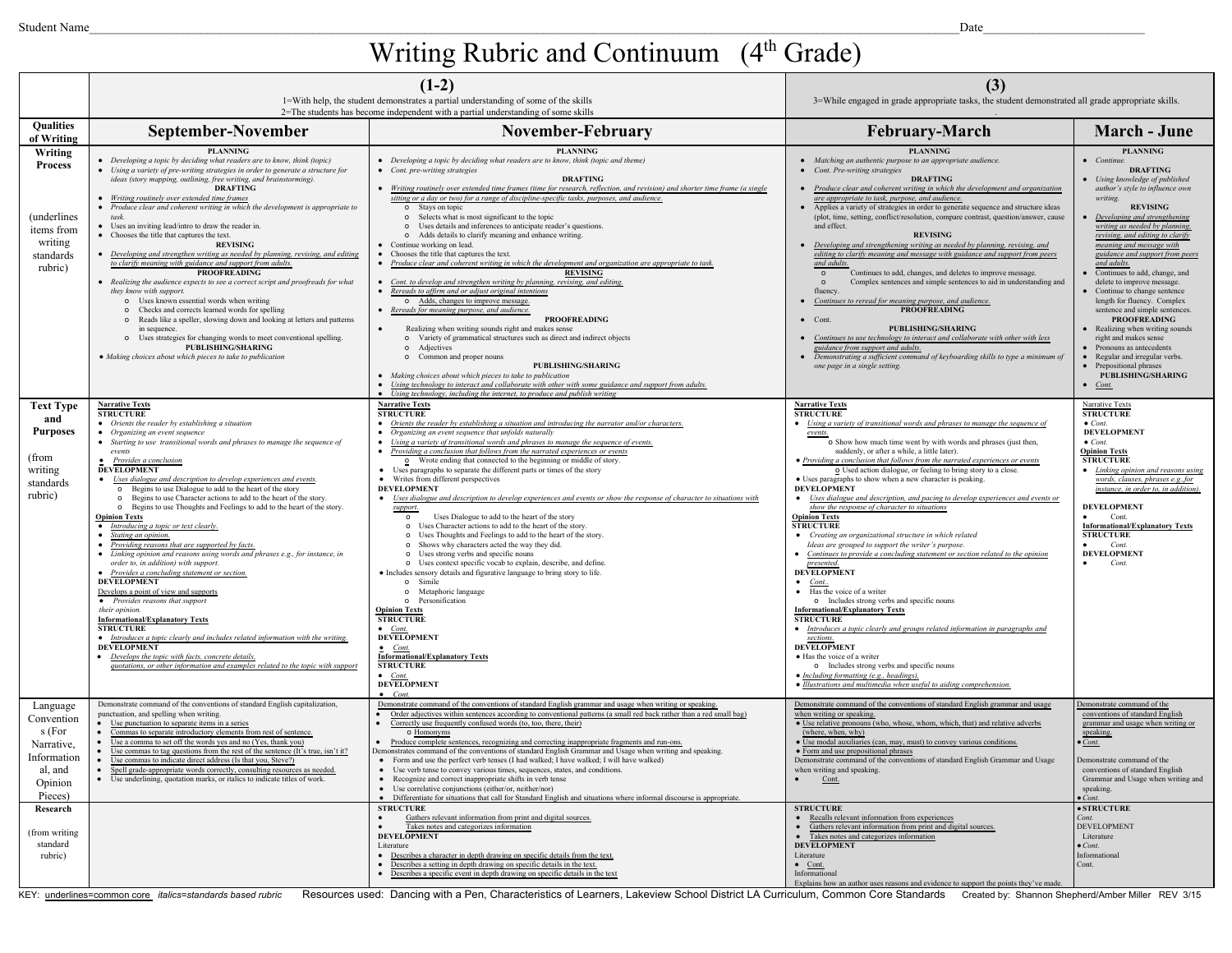Student Name________________________________________ Date________________

# Writing Rubric and Continuum (4th Grade)

| | (1-2) 1=With help, the student demonstrates a partial understanding of some of the skills 2=The students has become independent with a partial understanding of some skills | | (3) 3=While engaged in grade appropriate tasks, the student demonstrated all grade appropriate skills. | |
|---|---|---|---|---|
| **Qualities of Writing** | **September-November** | **November-February** | **February-March** | **March - June** |
| **Writing Process** (underlines items from writing standards rubric) | **PLANNING**<br>• *Developing a topic by deciding what readers are to know, think (topic)*<br>• *Using a variety of pre-writing strategies in order to generate a structure for ideas (story mapping, outlining, free writing, and brainstorming).*<br>**DRAFTING**<br>• *Writing routinely over extended time frames*<br>• *Produce clear and coherent writing in which the development is appropriate to task.*<br>• Uses an inviting lead/intro to draw the reader in.<br>• Chooses the title that captures the text.<br>**REVISING**<br>• *Developing and strengthen writing as needed by planning, revising, and editing to clarify meaning with guidance and support from adults.*<br>**PROOFREADING**<br>• *Realizing the audience expects to see a correct script and proofreads for what they know with support.*<br>o Uses known essential words when writing<br>o Checks and corrects learned words for spelling<br>o Reads like a speller, slowing down and looking at letters and patterns in sequence.<br>o Uses strategies for changing words to meet conventional spelling.<br>**PUBLISHING/SHARING**<br>• *Making choices about which pieces to take to publication* | **PLANNING**<br>• *Developing a topic by deciding what readers are to know, think (topic and theme)*<br>• *Cont. pre-writing strategies*<br>**DRAFTING**<br>• *Writing routinely over extended time frames (time for research, reflection, and revision) and shorter time frame (a single sitting or a day or two) for a range of discipline-specific tasks, purposes, and audience.*<br>o Stays on topic<br>o Selects what is most significant to the topic<br>o Uses details and inferences to anticipate reader's questions.<br>o Adds details to clarify meaning and enhance writing.<br>• Continue working on lead.<br>• Chooses the title that captures the text.<br>• *Produce clear and coherent writing in which the development and organization are appropriate to task.*<br>**REVISING**<br>• *Cont. to develop and strengthen writing by planning, revising, and editing.*<br>• *Rereads to affirm and or adjust original intentions*<br>o Adds, changes to improve message.<br>• *Rereads for meaning purpose, and audience.*<br>**PROOFREADING**<br>• Realizing when writing sounds right and makes sense<br>o Variety of grammatical structures such as direct and indirect objects<br>o Adjectives<br>o Common and proper nouns<br>**PUBLISHING/SHARING**<br>• *Making choices about which pieces to take to publication*<br>• *Using technology to interact and collaborate with other with some guidance and support from adults.*<br>• *Using technology, including the internet, to produce and publish writing* | **PLANNING**<br>• *Matching an authentic purpose to an appropriate audience.*<br>• *Cont. Pre-writing strategies*<br>**DRAFTING**<br>• *Produce clear and coherent writing in which the development and organization are appropriate to task, purpose, and audience.*<br>• Applies a variety of strategies in order to generate sequence and structure ideas (plot, time, setting, conflict/resolution, compare contrast, question/answer, cause and effect.<br>**REVISING**<br>• *Developing and strengthening writing as needed by planning, revising, and editing to clarify meaning and message with guidance and support from peers and adults.*<br>o Continues to add, changes, and deletes to improve message.<br>o Complex sentences and simple sentences to aid in understanding and fluency.<br>• *Continues to reread for meaning purpose, and audience.*<br>**PROOFREADING**<br>• Cont.<br>**PUBLISHING/SHARING**<br>• *Continues to use technology to interact and collaborate with other with less guidance from support and adults.*<br>• *Demonstrating a sufficient command of keyboarding skills to type a minimum of one page in a single setting.* | **PLANNING**<br>• *Continue.*<br>**DRAFTING**<br>• *Using knowledge of published author's style to influence own writing.*<br>**REVISING**<br>• *Developing and strengthening writing as needed by planning, revising, and editing to clarify meaning and message with guidance and support from peers and adults.*<br>• Continues to add, change, and delete to improve message.<br>• Continue to change sentence length for fluency. Complex sentence and simple sentences.<br>**PROOFREADING**<br>• Realizing when writing sounds right and makes sense<br>• Pronouns as antecedents<br>• Regular and irregular verbs.<br>• Prepositional phrases<br>**PUBLISHING/SHARING**<br>• *Cont.* |
| **Text Type and Purposes** (from writing standards rubric) | **Narrative Texts**<br>**STRUCTURE**<br>• *Orients the reader by establishing a situation*<br>• *Organizing an event sequence*<br>• *Starting to use transitional words and phrases to manage the sequence of events*<br>• *Provides a conclusion*<br>**DEVELOPMENT**<br>• *Uses dialogue and description to develop experiences and events.*<br>o Begins to use Dialogue to add to the heart of the story<br>o Begins to use Character actions to add to the heart of the story.<br>o Begins to use Thoughts and Feelings to add to the heart of the story.<br>**Opinion Texts**<br>• *Introducing a topic or text clearly.*<br>• *Stating an opinion.*<br>• *Providing reasons that are supported by facts.*<br>• *Linking opinion and reasons using words and phrases e.g., for instance, in order to, in addition) with support.*<br>• *Provides a concluding statement or section.*<br>**DEVELOPMENT**<br>Develops a point of view and supports<br>• *Provides reasons that support their opinion.*<br>**Informational/Explanatory Texts**<br>**STRUCTURE**<br>• *Introduces a topic clearly and includes related information with the writing.*<br>**DEVELOPMENT**<br>• *Develops the topic with facts, concrete details, quotations, or other information and examples related to the topic with support* | **Narrative Texts**<br>**STRUCTURE**<br>• *Orients the reader by establishing a situation and introducing the narrator and/or characters.*<br>• *Organizing an event sequence that unfolds naturally*<br>• *Using a variety of transitional words and phrases to manage the sequence of events.*<br>• *Providing a conclusion that follows from the narrated experiences or events*<br>o Wrote ending that connected to the beginning or middle of story.<br>• Uses paragraphs to separate the different parts or times of the story<br>• Writes from different perspectives<br>**DEVELOPMENT**<br>• *Uses dialogue and description to develop experiences and events or show the response of character to situations with support.*<br>o Uses Dialogue to add to the heart of the story<br>o Uses Character actions to add to the heart of the story.<br>o Uses Thoughts and Feelings to add to the heart of the story.<br>o Shows why characters acted the way they did.<br>o Uses strong verbs and specific nouns<br>o Uses context specific vocab to explain, describe, and define.<br>• Includes sensory details and figurative language to bring story to life.<br>o Simile<br>o Metaphoric language<br>o Personification<br>**Opinion Texts**<br>**STRUCTURE**<br>• *Cont.*<br>**DEVELOPMENT**<br>• *Cont.*<br>**Informational/Explanatory Texts**<br>**STRUCTURE**<br>• *Cont.*<br>**DEVELOPMENT**<br>• *Cont.* | **Narrative Texts**<br>**STRUCTURE**<br>• *Using a variety of transitional words and phrases to manage the sequence of events.*<br>o Show how much time went by with words and phrases (just then, suddenly, or after a while, a little later).<br>• *Providing a conclusion that follows from the narrated experiences or events*<br>o Used action dialogue, or feeling to bring story to a close.<br>• Uses paragraphs to show when a new character is peaking.<br>**DEVELOPMENT**<br>• *Uses dialogue and description, and pacing to develop experiences and events or show the response of character to situations*<br>**Opinion Texts**<br>**STRUCTURE**<br>• *Creating an organizational structure in which related ideas are grouped to support the writer's purpose.*<br>• *Continues to provide a concluding statement or section related to the opinion presented.*<br>**DEVELOPMENT**<br>• *Cont..*<br>• Has the voice of a writer<br>o Includes strong verbs and specific nouns<br>**Informational/Explanatory Texts**<br>**STRUCTURE**<br>• *Introduces a topic clearly and groups related information in paragraphs and sections.*<br>**DEVELOPMENT**<br>• Has the voice of a writer<br>o Includes strong verbs and specific nouns<br>• *Including formatting (e.g., headings).*<br>• *Illustrations and multimedia when useful to aiding comprehension.* | Narrative Texts<br>**STRUCTURE**<br>• *Cont.*<br>**DEVELOPMENT**<br>• *Cont.*<br>**Opinion Texts**<br>**STRUCTURE**<br>• *Linking opinion and reasons using words, clauses, phrases e.g.,for instance, in order to, in addition).*<br>**DEVELOPMENT**<br>• Cont.<br>**Informational/Explanatory Texts**<br>**STRUCTURE**<br>• Cont.<br>**DEVELOPMENT**<br>• Cont. |
| Language Conventions (For Narrative, Informational, and Opinion Pieces) | Demonstrate command of the conventions of standard English capitalization, punctuation, and spelling when writing.<br>• Use punctuation to separate items in a series<br>• Commas to separate introductory elements from rest of sentence.<br>• Use a comma to set off the words yes and no (Yes, thank you)<br>• Use commas to tag questions from the rest of the sentence (It's true, isn't it?<br>• Use commas to indicate direct address (Is that you, Steve?)<br>• Spell grade-appropriate words correctly, consulting resources as needed.<br>• Use underlining, quotation marks, or italics to indicate titles of work. | Demonstrate command of the conventions of standard English grammar and usage when writing or speaking.<br>• Order adjectives within sentences according to conventional patterns (a small red back rather than a red small bag)<br>• Correctly use frequently confused words (to, too, there, their)<br>o Homonyms<br>• Produce complete sentences, recognizing and correcting inappropriate fragments and run-ons.<br>Demonstrates command of the conventions of standard English Grammar and Usage when writing and speaking.<br>• Form and use the perfect verb tenses (I had walked; I have walked; I will have walked)<br>• Use verb tense to convey various times, sequences, states, and conditions.<br>• Recognize and correct inappropriate shifts in verb tense<br>• Use correlative conjunctions (either/or, neither/nor)<br>• Differentiate for situations that call for Standard English and situations where informal discourse is appropriate. | Demonstrate command of the conventions of standard English grammar and usage when writing or speaking.<br>• Use relative pronouns (who, whose, whom, which, that) and relative adverbs (where, when, why)<br>• Use modal auxiliaries (can, may, must) to convey various conditions.<br>• Form and use prepositional phrases<br>Demonstrate command of the conventions of standard English Grammar and Usage when writing and speaking.<br>• Cont. | Demonstrate command of the conventions of standard English grammar and usage when writing or speaking.<br>• *Cont.*<br><br>Demonstrate command of the conventions of standard English Grammar and Usage when writing and speaking.<br>• *Cont.* |
| **Research** (from writing standard rubric) | | **STRUCTURE**<br>• Gathers relevant information from print and digital sources.<br>• Takes notes and categorizes information<br>**DEVELOPMENT**<br>Literature<br>• Describes a character in depth drawing on specific details from the text.<br>• Describes a setting in depth drawing on specific details in the text.<br>• Describes a specific event in depth drawing on specific details in the text | **STRUCTURE**<br>• Recalls relevant information from experiences<br>• Gathers relevant information from print and digital sources.<br>• Takes notes and categorizes information<br>**DEVELOPMENT**<br>Literature<br>• Cont.<br>Informational<br>Explains how an author uses reasons and evidence to support the points they've made. | • **STRUCTURE**<br>*Cont.*<br>DEVELOPMENT<br>Literature<br>• *Cont.*<br>Informational<br>Cont. |

KEY: underlines=common core *italics=standards based rubric* Resources used: Dancing with a Pen, Characteristics of Learners, Lakeview School District LA Curriculum, Common Core Standards Created by: Shannon Shepherd/Amber Miller REV 3/15